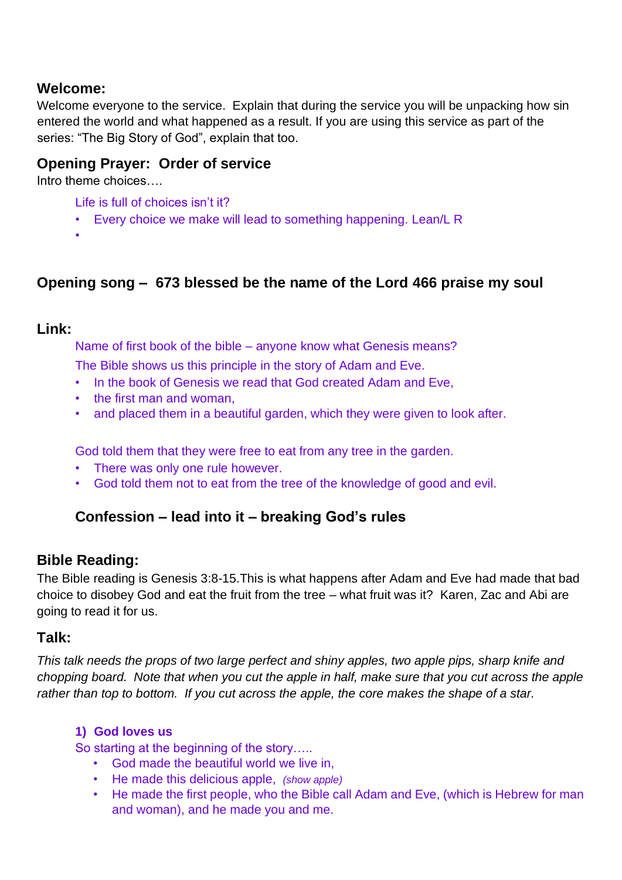### Welcome:

Welcome everyone to the service. Explain that during the service you will be unpacking how sin entered the world and what happened as a result. If you are using this service as part of the series: "The Big Story of God", explain that too.

### Opening Prayer: Order of service

Intro theme choices….

Life is full of choices isn't it?

- Every choice we make will lead to something happening. Lean/L R
- 

### Opening song – 673 blessed be the name of the Lord 466 praise my soul

### Link:

Name of first book of the bible – anyone know what Genesis means?

The Bible shows us this principle in the story of Adam and Eve.

- In the book of Genesis we read that God created Adam and Eve,
- the first man and woman,
- and placed them in a beautiful garden, which they were given to look after.

God told them that they were free to eat from any tree in the garden.

- There was only one rule however.
- God told them not to eat from the tree of the knowledge of good and evil.

### Confession – lead into it – breaking God's rules

### Bible Reading:

The Bible reading is Genesis 3:8-15.This is what happens after Adam and Eve had made that bad choice to disobey God and eat the fruit from the tree – what fruit was it? Karen, Zac and Abi are going to read it for us.

### Talk:

*This talk needs the props of two large perfect and shiny apples, two apple pips, sharp knife and chopping board. Note that when you cut the apple in half, make sure that you cut across the apple rather than top to bottom. If you cut across the apple, the core makes the shape of a star.*

**1) God loves us**

So starting at the beginning of the story…..

- God made the beautiful world we live in,
- He made this delicious apple, *(show apple)*
- He made the first people, who the Bible call Adam and Eve, (which is Hebrew for man and woman), and he made you and me.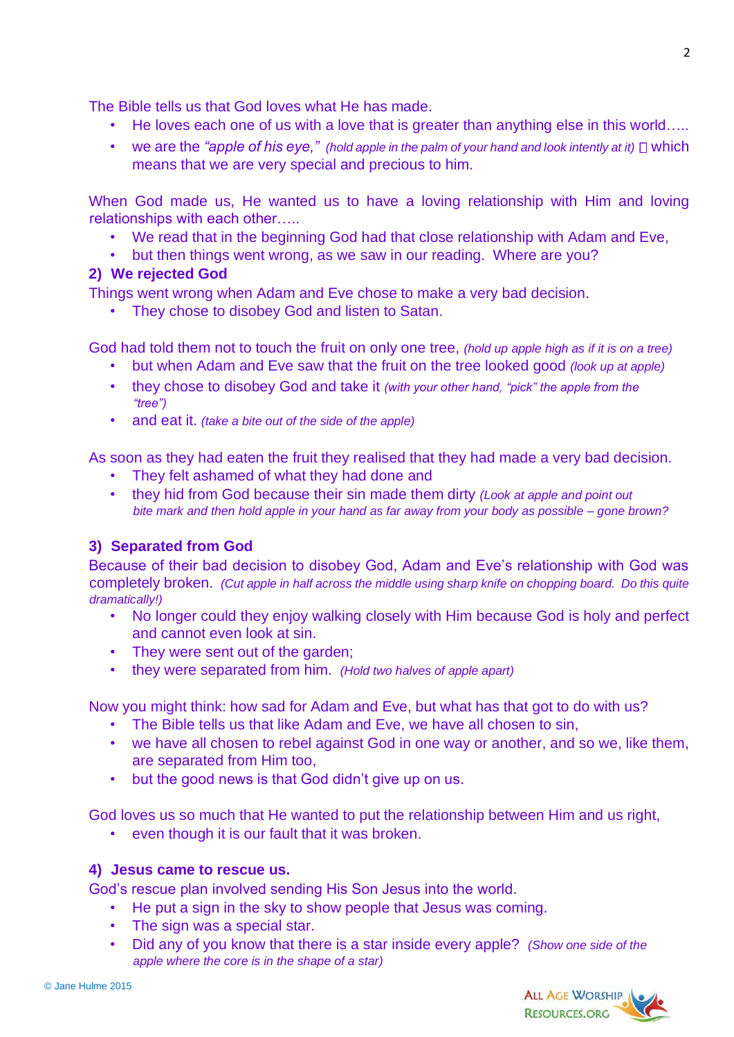The Bible tells us that God loves what He has made.

- He loves each one of us with a love that is greater than anything else in this world…..
- we are the *"apple of his eye,"* *(hold apple in the palm of your hand and look intently at it)*  which means that we are very special and precious to him.

When God made us, He wanted us to have a loving relationship with Him and loving relationships with each other…..

- We read that in the beginning God had that close relationship with Adam and Eve,
- but then things went wrong, as we saw in our reading. Where are you?

**2) We rejected God**

Things went wrong when Adam and Eve chose to make a very bad decision.

- They chose to disobey God and listen to Satan.

God had told them not to touch the fruit on only one tree, *(hold up apple high as if it is on a tree)*

- but when Adam and Eve saw that the fruit on the tree looked good *(look up at apple)*
- they chose to disobey God and take it *(with your other hand, "pick" the apple from the "tree")*
- and eat it. *(take a bite out of the side of the apple)*

As soon as they had eaten the fruit they realised that they had made a very bad decision.

- They felt ashamed of what they had done and
- they hid from God because their sin made them dirty *(Look at apple and point out bite mark and then hold apple in your hand as far away from your body as possible – gone brown?*

**3) Separated from God**

Because of their bad decision to disobey God, Adam and Eve's relationship with God was completely broken. *(Cut apple in half across the middle using sharp knife on chopping board. Do this quite dramatically!)*

- No longer could they enjoy walking closely with Him because God is holy and perfect and cannot even look at sin.
- They were sent out of the garden;
- they were separated from him. *(Hold two halves of apple apart)*

Now you might think: how sad for Adam and Eve, but what has that got to do with us?

- The Bible tells us that like Adam and Eve, we have all chosen to sin,
- we have all chosen to rebel against God in one way or another, and so we, like them, are separated from Him too,
- but the good news is that God didn't give up on us.

God loves us so much that He wanted to put the relationship between Him and us right,

- even though it is our fault that it was broken.

**4) Jesus came to rescue us.**

God's rescue plan involved sending His Son Jesus into the world.

- He put a sign in the sky to show people that Jesus was coming.
- The sign was a special star.
- Did any of you know that there is a star inside every apple? *(Show one side of the apple where the core is in the shape of a star)*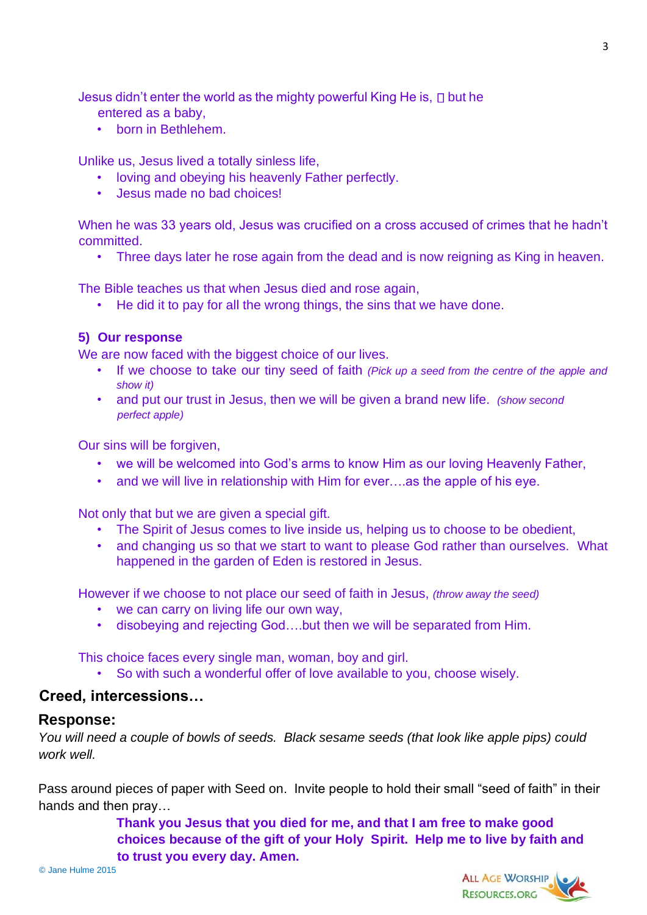Jesus didn't enter the world as the mighty powerful King He is,  but he entered as a baby,

- born in Bethlehem.

Unlike us, Jesus lived a totally sinless life,

- loving and obeying his heavenly Father perfectly.
- Jesus made no bad choices!

When he was 33 years old, Jesus was crucified on a cross accused of crimes that he hadn't committed.

- Three days later he rose again from the dead and is now reigning as King in heaven.

The Bible teaches us that when Jesus died and rose again,

- He did it to pay for all the wrong things, the sins that we have done.

**5) Our response**

We are now faced with the biggest choice of our lives.

- If we choose to take our tiny seed of faith *(Pick up a seed from the centre of the apple and show it)*
- and put our trust in Jesus, then we will be given a brand new life. *(show second perfect apple)*

Our sins will be forgiven,

- we will be welcomed into God's arms to know Him as our loving Heavenly Father,
- and we will live in relationship with Him for ever….as the apple of his eye.

Not only that but we are given a special gift.

- The Spirit of Jesus comes to live inside us, helping us to choose to be obedient,
- and changing us so that we start to want to please God rather than ourselves. What happened in the garden of Eden is restored in Jesus.

However if we choose to not place our seed of faith in Jesus, *(throw away the seed)*

- we can carry on living life our own way,
- disobeying and rejecting God….but then we will be separated from Him.

This choice faces every single man, woman, boy and girl.

- So with such a wonderful offer of love available to you, choose wisely.

## Creed, intercessions…

## Response:

*You will need a couple of bowls of seeds. Black sesame seeds (that look like apple pips) could work well.*

Pass around pieces of paper with Seed on. Invite people to hold their small "seed of faith" in their hands and then pray…

> **Thank you Jesus that you died for me, and that I am free to make good choices because of the gift of your Holy Spirit. Help me to live by faith and to trust you every day. Amen.**

© Jane Hulme 2015

All Age Worship Resources.org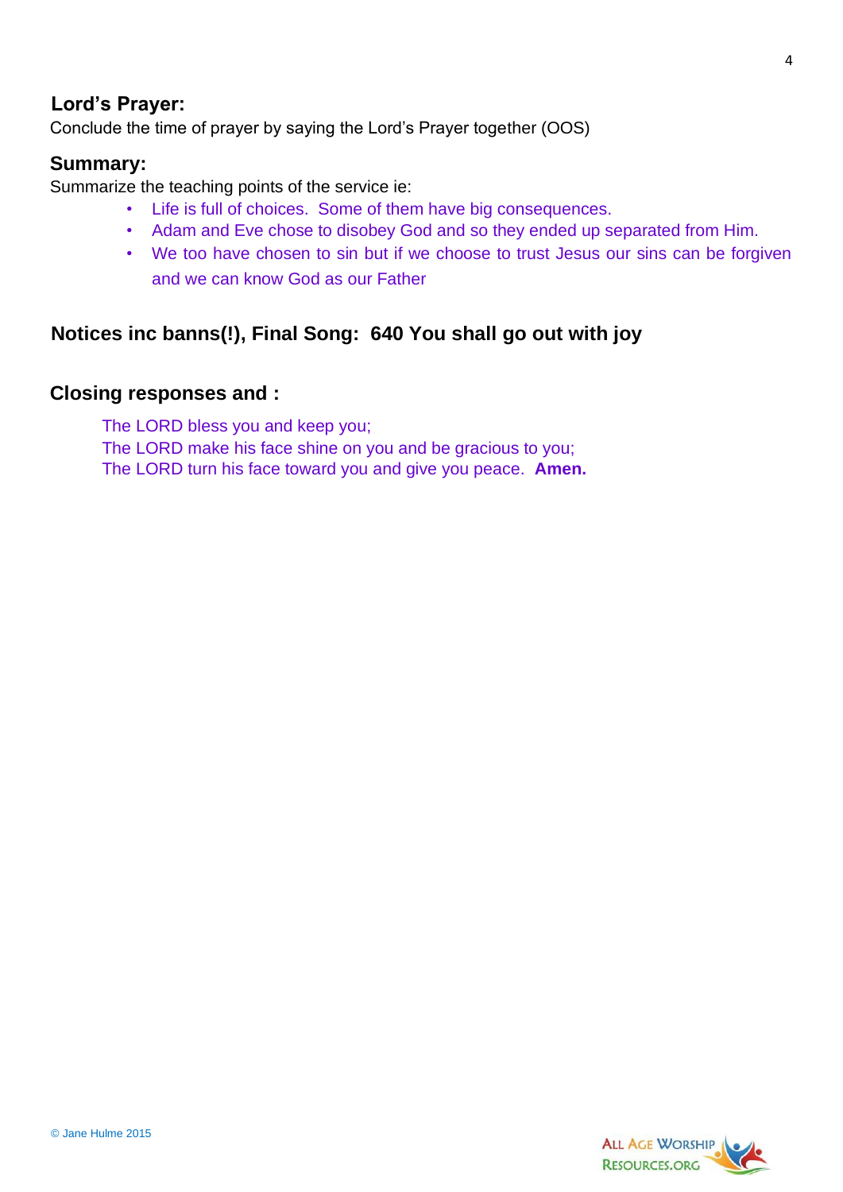### Lord's Prayer:

Conclude the time of prayer by saying the Lord's Prayer together (OOS)

### Summary:

Summarize the teaching points of the service ie:

- Life is full of choices. Some of them have big consequences.
- Adam and Eve chose to disobey God and so they ended up separated from Him.
- We too have chosen to sin but if we choose to trust Jesus our sins can be forgiven and we can know God as our Father

### Notices inc banns(!), Final Song: 640 You shall go out with joy

### Closing responses and :

The LORD bless you and keep you;
The LORD make his face shine on you and be gracious to you;
The LORD turn his face toward you and give you peace. **Amen.**

© Jane Hulme 2015

ALL AGE WORSHIP RESOURCES.ORG